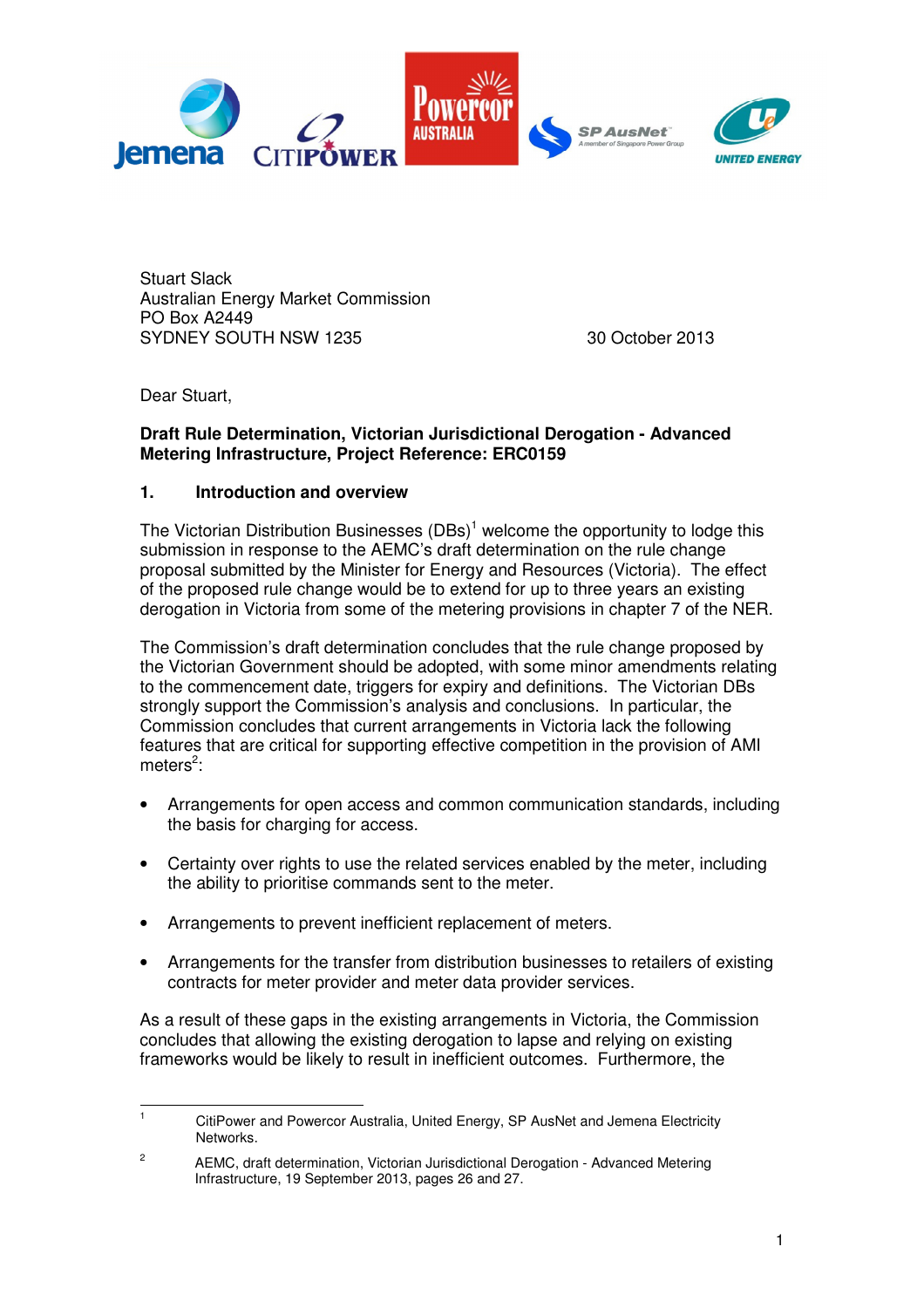Stuart Slack
Australian Energy Market Commission
PO Box A2449
SYDNEY SOUTH NSW 1235

30 October 2013

Dear Stuart,

**Draft Rule Determination, Victorian Jurisdictional Derogation - Advanced Metering Infrastructure, Project Reference: ERC0159**

## 1. Introduction and overview

The Victorian Distribution Businesses (DBs)[1] welcome the opportunity to lodge this submission in response to the AEMC's draft determination on the rule change proposal submitted by the Minister for Energy and Resources (Victoria). The effect of the proposed rule change would be to extend for up to three years an existing derogation in Victoria from some of the metering provisions in chapter 7 of the NER.

The Commission's draft determination concludes that the rule change proposed by the Victorian Government should be adopted, with some minor amendments relating to the commencement date, triggers for expiry and definitions. The Victorian DBs strongly support the Commission's analysis and conclusions. In particular, the Commission concludes that current arrangements in Victoria lack the following features that are critical for supporting effective competition in the provision of AMI meters[2]:

- Arrangements for open access and common communication standards, including the basis for charging for access.
- Certainty over rights to use the related services enabled by the meter, including the ability to prioritise commands sent to the meter.
- Arrangements to prevent inefficient replacement of meters.
- Arrangements for the transfer from distribution businesses to retailers of existing contracts for meter provider and meter data provider services.

As a result of these gaps in the existing arrangements in Victoria, the Commission concludes that allowing the existing derogation to lapse and relying on existing frameworks would be likely to result in inefficient outcomes. Furthermore, the

---

[1] CitiPower and Powercor Australia, United Energy, SP AusNet and Jemena Electricity Networks.

[2] AEMC, draft determination, Victorian Jurisdictional Derogation - Advanced Metering Infrastructure, 19 September 2013, pages 26 and 27.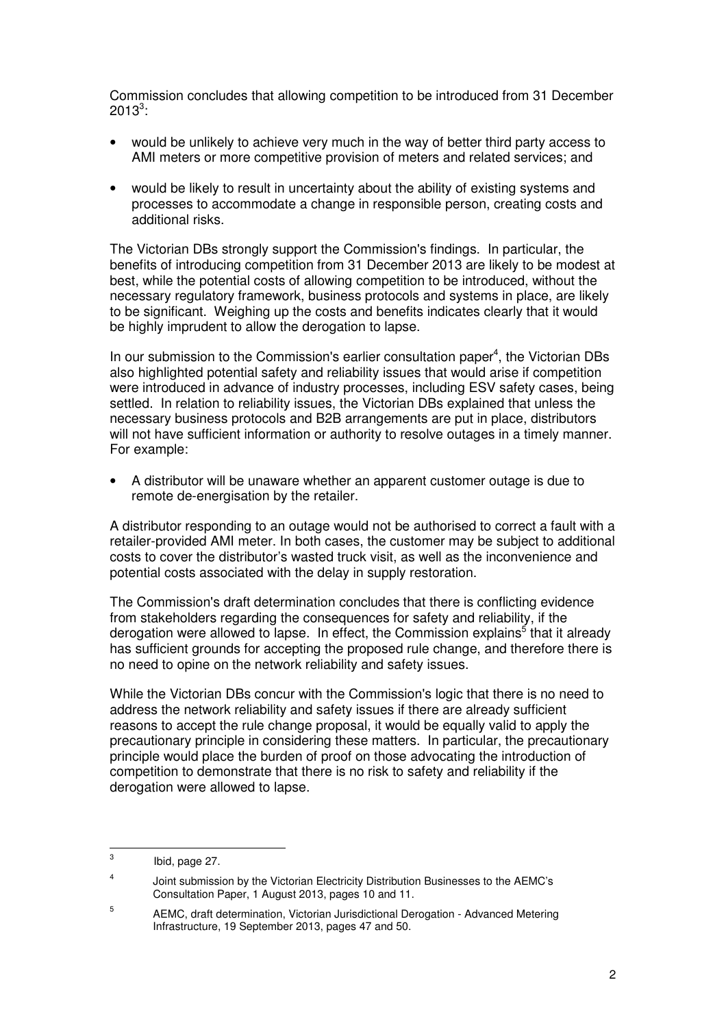Commission concludes that allowing competition to be introduced from 31 December 2013[3]:

- would be unlikely to achieve very much in the way of better third party access to AMI meters or more competitive provision of meters and related services; and
- would be likely to result in uncertainty about the ability of existing systems and processes to accommodate a change in responsible person, creating costs and additional risks.

The Victorian DBs strongly support the Commission's findings. In particular, the benefits of introducing competition from 31 December 2013 are likely to be modest at best, while the potential costs of allowing competition to be introduced, without the necessary regulatory framework, business protocols and systems in place, are likely to be significant. Weighing up the costs and benefits indicates clearly that it would be highly imprudent to allow the derogation to lapse.

In our submission to the Commission's earlier consultation paper[4], the Victorian DBs also highlighted potential safety and reliability issues that would arise if competition were introduced in advance of industry processes, including ESV safety cases, being settled. In relation to reliability issues, the Victorian DBs explained that unless the necessary business protocols and B2B arrangements are put in place, distributors will not have sufficient information or authority to resolve outages in a timely manner. For example:

- A distributor will be unaware whether an apparent customer outage is due to remote de-energisation by the retailer.

A distributor responding to an outage would not be authorised to correct a fault with a retailer-provided AMI meter. In both cases, the customer may be subject to additional costs to cover the distributor's wasted truck visit, as well as the inconvenience and potential costs associated with the delay in supply restoration.

The Commission's draft determination concludes that there is conflicting evidence from stakeholders regarding the consequences for safety and reliability, if the derogation were allowed to lapse. In effect, the Commission explains[5] that it already has sufficient grounds for accepting the proposed rule change, and therefore there is no need to opine on the network reliability and safety issues.

While the Victorian DBs concur with the Commission's logic that there is no need to address the network reliability and safety issues if there are already sufficient reasons to accept the rule change proposal, it would be equally valid to apply the precautionary principle in considering these matters. In particular, the precautionary principle would place the burden of proof on those advocating the introduction of competition to demonstrate that there is no risk to safety and reliability if the derogation were allowed to lapse.

---

[3] Ibid, page 27.

[4] Joint submission by the Victorian Electricity Distribution Businesses to the AEMC's Consultation Paper, 1 August 2013, pages 10 and 11.

[5] AEMC, draft determination, Victorian Jurisdictional Derogation - Advanced Metering Infrastructure, 19 September 2013, pages 47 and 50.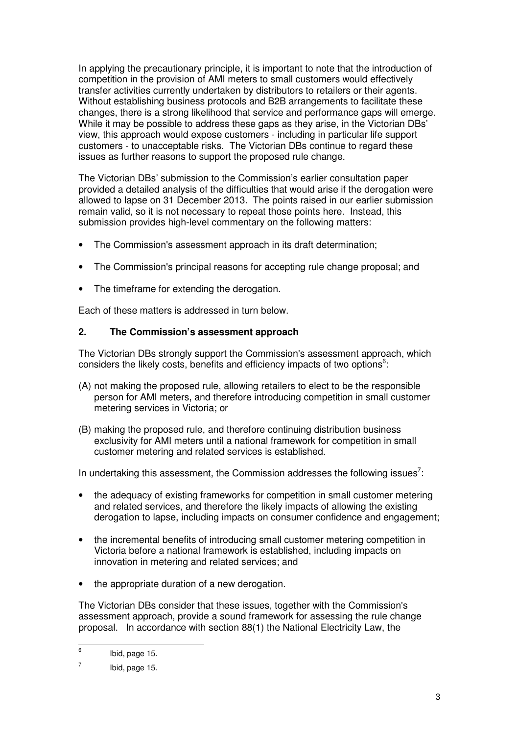In applying the precautionary principle, it is important to note that the introduction of competition in the provision of AMI meters to small customers would effectively transfer activities currently undertaken by distributors to retailers or their agents. Without establishing business protocols and B2B arrangements to facilitate these changes, there is a strong likelihood that service and performance gaps will emerge. While it may be possible to address these gaps as they arise, in the Victorian DBs' view, this approach would expose customers - including in particular life support customers - to unacceptable risks. The Victorian DBs continue to regard these issues as further reasons to support the proposed rule change.

The Victorian DBs' submission to the Commission's earlier consultation paper provided a detailed analysis of the difficulties that would arise if the derogation were allowed to lapse on 31 December 2013. The points raised in our earlier submission remain valid, so it is not necessary to repeat those points here. Instead, this submission provides high-level commentary on the following matters:

- The Commission's assessment approach in its draft determination;
- The Commission's principal reasons for accepting rule change proposal; and
- The timeframe for extending the derogation.

Each of these matters is addressed in turn below.

## 2. The Commission's assessment approach

The Victorian DBs strongly support the Commission's assessment approach, which considers the likely costs, benefits and efficiency impacts of two options[6]:

(A) not making the proposed rule, allowing retailers to elect to be the responsible person for AMI meters, and therefore introducing competition in small customer metering services in Victoria; or

(B) making the proposed rule, and therefore continuing distribution business exclusivity for AMI meters until a national framework for competition in small customer metering and related services is established.

In undertaking this assessment, the Commission addresses the following issues[7]:

- the adequacy of existing frameworks for competition in small customer metering and related services, and therefore the likely impacts of allowing the existing derogation to lapse, including impacts on consumer confidence and engagement;
- the incremental benefits of introducing small customer metering competition in Victoria before a national framework is established, including impacts on innovation in metering and related services; and
- the appropriate duration of a new derogation.

The Victorian DBs consider that these issues, together with the Commission's assessment approach, provide a sound framework for assessing the rule change proposal. In accordance with section 88(1) the National Electricity Law, the

---

[6] Ibid, page 15.

[7] Ibid, page 15.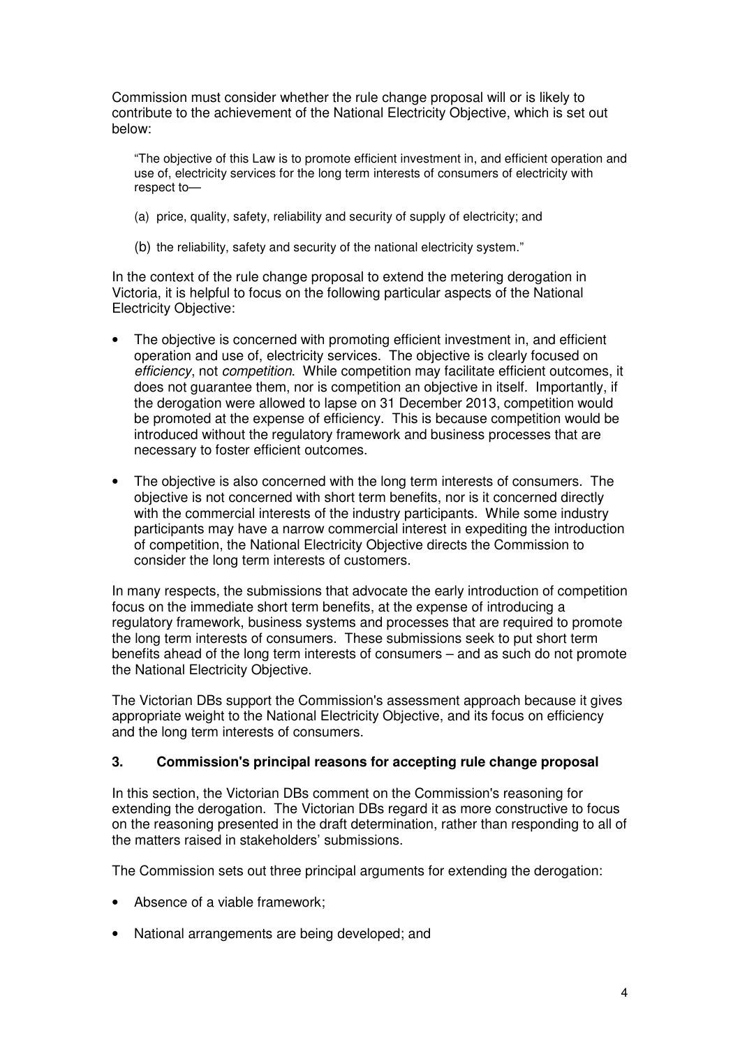Commission must consider whether the rule change proposal will or is likely to contribute to the achievement of the National Electricity Objective, which is set out below:

> "The objective of this Law is to promote efficient investment in, and efficient operation and use of, electricity services for the long term interests of consumers of electricity with respect to—
>
> (a) price, quality, safety, reliability and security of supply of electricity; and
>
> (b) the reliability, safety and security of the national electricity system."

In the context of the rule change proposal to extend the metering derogation in Victoria, it is helpful to focus on the following particular aspects of the National Electricity Objective:

- The objective is concerned with promoting efficient investment in, and efficient operation and use of, electricity services. The objective is clearly focused on *efficiency*, not *competition*. While competition may facilitate efficient outcomes, it does not guarantee them, nor is competition an objective in itself. Importantly, if the derogation were allowed to lapse on 31 December 2013, competition would be promoted at the expense of efficiency. This is because competition would be introduced without the regulatory framework and business processes that are necessary to foster efficient outcomes.
- The objective is also concerned with the long term interests of consumers. The objective is not concerned with short term benefits, nor is it concerned directly with the commercial interests of the industry participants. While some industry participants may have a narrow commercial interest in expediting the introduction of competition, the National Electricity Objective directs the Commission to consider the long term interests of customers.

In many respects, the submissions that advocate the early introduction of competition focus on the immediate short term benefits, at the expense of introducing a regulatory framework, business systems and processes that are required to promote the long term interests of consumers. These submissions seek to put short term benefits ahead of the long term interests of consumers – and as such do not promote the National Electricity Objective.

The Victorian DBs support the Commission's assessment approach because it gives appropriate weight to the National Electricity Objective, and its focus on efficiency and the long term interests of consumers.

## 3. Commission's principal reasons for accepting rule change proposal

In this section, the Victorian DBs comment on the Commission's reasoning for extending the derogation. The Victorian DBs regard it as more constructive to focus on the reasoning presented in the draft determination, rather than responding to all of the matters raised in stakeholders' submissions.

The Commission sets out three principal arguments for extending the derogation:

- Absence of a viable framework;
- National arrangements are being developed; and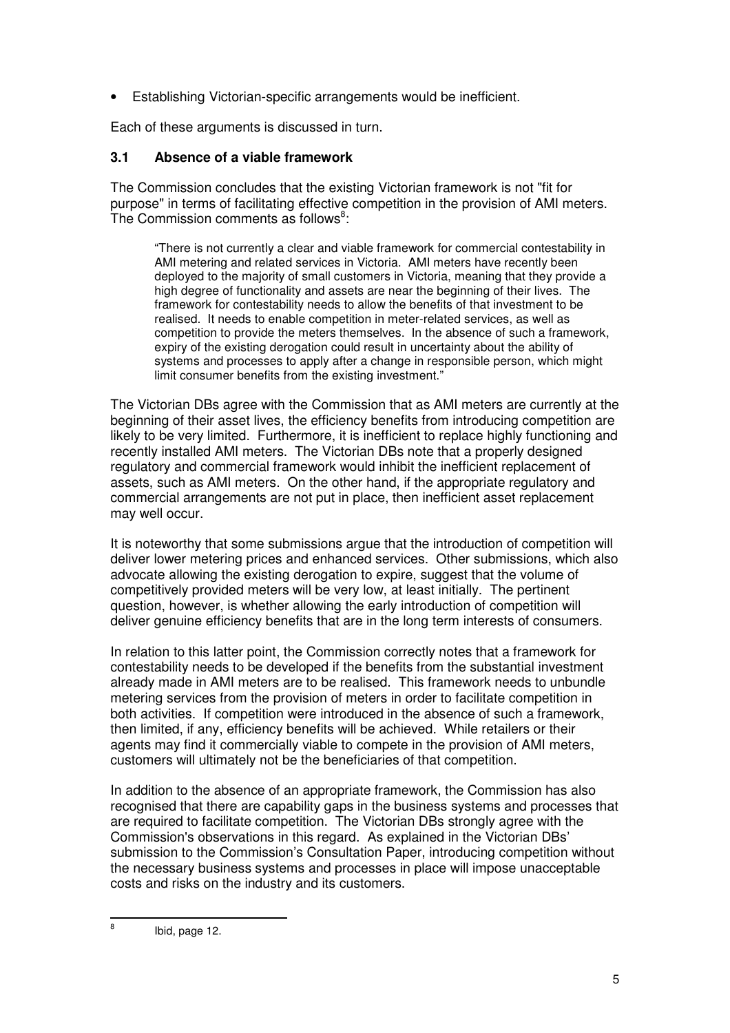- Establishing Victorian-specific arrangements would be inefficient.

Each of these arguments is discussed in turn.

### 3.1 Absence of a viable framework

The Commission concludes that the existing Victorian framework is not "fit for purpose" in terms of facilitating effective competition in the provision of AMI meters. The Commission comments as follows[8]:

> "There is not currently a clear and viable framework for commercial contestability in AMI metering and related services in Victoria. AMI meters have recently been deployed to the majority of small customers in Victoria, meaning that they provide a high degree of functionality and assets are near the beginning of their lives. The framework for contestability needs to allow the benefits of that investment to be realised. It needs to enable competition in meter-related services, as well as competition to provide the meters themselves. In the absence of such a framework, expiry of the existing derogation could result in uncertainty about the ability of systems and processes to apply after a change in responsible person, which might limit consumer benefits from the existing investment."

The Victorian DBs agree with the Commission that as AMI meters are currently at the beginning of their asset lives, the efficiency benefits from introducing competition are likely to be very limited. Furthermore, it is inefficient to replace highly functioning and recently installed AMI meters. The Victorian DBs note that a properly designed regulatory and commercial framework would inhibit the inefficient replacement of assets, such as AMI meters. On the other hand, if the appropriate regulatory and commercial arrangements are not put in place, then inefficient asset replacement may well occur.

It is noteworthy that some submissions argue that the introduction of competition will deliver lower metering prices and enhanced services. Other submissions, which also advocate allowing the existing derogation to expire, suggest that the volume of competitively provided meters will be very low, at least initially. The pertinent question, however, is whether allowing the early introduction of competition will deliver genuine efficiency benefits that are in the long term interests of consumers.

In relation to this latter point, the Commission correctly notes that a framework for contestability needs to be developed if the benefits from the substantial investment already made in AMI meters are to be realised. This framework needs to unbundle metering services from the provision of meters in order to facilitate competition in both activities. If competition were introduced in the absence of such a framework, then limited, if any, efficiency benefits will be achieved. While retailers or their agents may find it commercially viable to compete in the provision of AMI meters, customers will ultimately not be the beneficiaries of that competition.

In addition to the absence of an appropriate framework, the Commission has also recognised that there are capability gaps in the business systems and processes that are required to facilitate competition. The Victorian DBs strongly agree with the Commission's observations in this regard. As explained in the Victorian DBs' submission to the Commission's Consultation Paper, introducing competition without the necessary business systems and processes in place will impose unacceptable costs and risks on the industry and its customers.

---

[8] Ibid, page 12.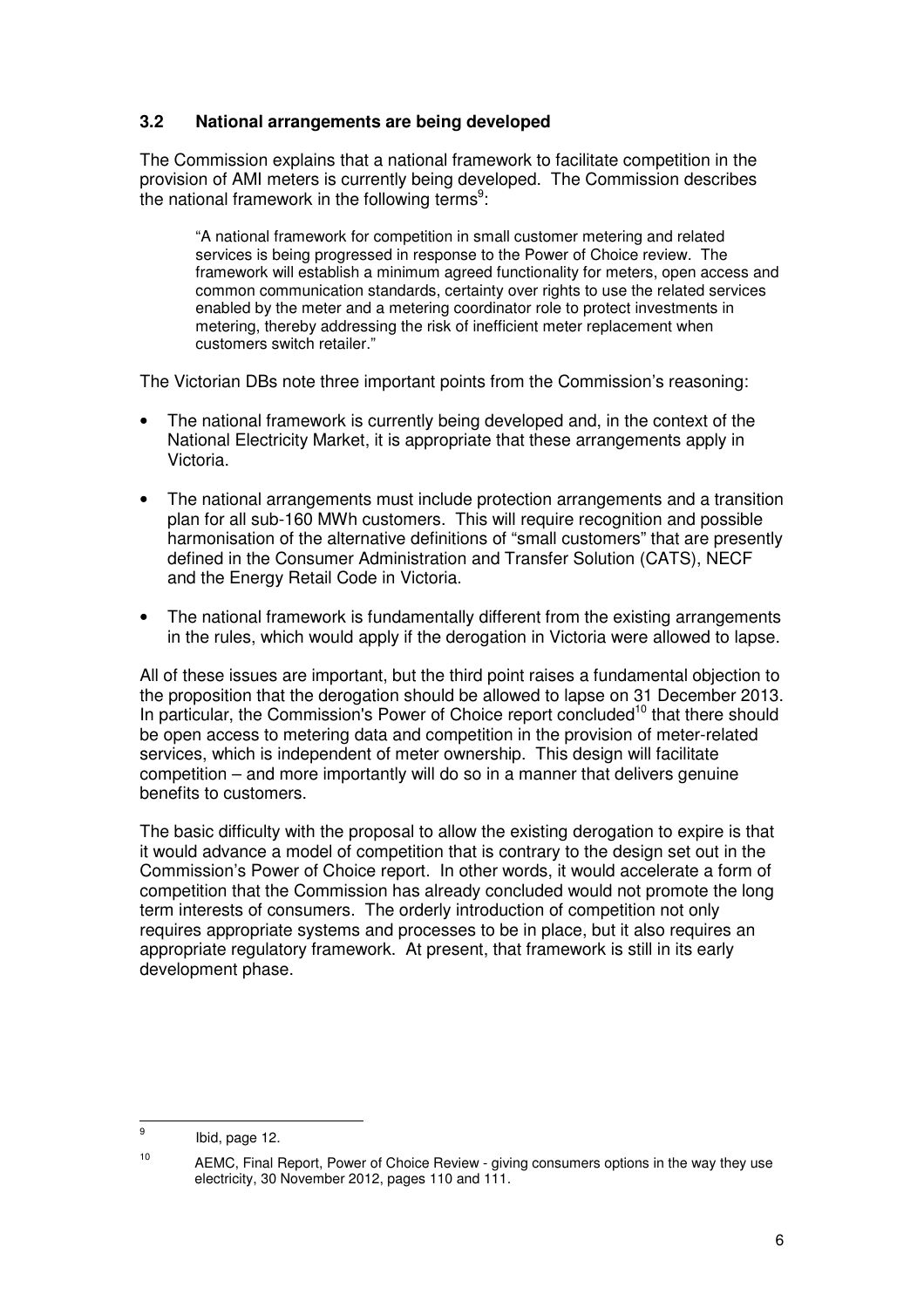### 3.2 National arrangements are being developed

The Commission explains that a national framework to facilitate competition in the provision of AMI meters is currently being developed. The Commission describes the national framework in the following terms[9]:

> "A national framework for competition in small customer metering and related services is being progressed in response to the Power of Choice review. The framework will establish a minimum agreed functionality for meters, open access and common communication standards, certainty over rights to use the related services enabled by the meter and a metering coordinator role to protect investments in metering, thereby addressing the risk of inefficient meter replacement when customers switch retailer."

The Victorian DBs note three important points from the Commission's reasoning:

- The national framework is currently being developed and, in the context of the National Electricity Market, it is appropriate that these arrangements apply in Victoria.
- The national arrangements must include protection arrangements and a transition plan for all sub-160 MWh customers. This will require recognition and possible harmonisation of the alternative definitions of "small customers" that are presently defined in the Consumer Administration and Transfer Solution (CATS), NECF and the Energy Retail Code in Victoria.
- The national framework is fundamentally different from the existing arrangements in the rules, which would apply if the derogation in Victoria were allowed to lapse.

All of these issues are important, but the third point raises a fundamental objection to the proposition that the derogation should be allowed to lapse on 31 December 2013. In particular, the Commission's Power of Choice report concluded[10] that there should be open access to metering data and competition in the provision of meter-related services, which is independent of meter ownership. This design will facilitate competition – and more importantly will do so in a manner that delivers genuine benefits to customers.

The basic difficulty with the proposal to allow the existing derogation to expire is that it would advance a model of competition that is contrary to the design set out in the Commission's Power of Choice report. In other words, it would accelerate a form of competition that the Commission has already concluded would not promote the long term interests of consumers. The orderly introduction of competition not only requires appropriate systems and processes to be in place, but it also requires an appropriate regulatory framework. At present, that framework is still in its early development phase.

---

[9] Ibid, page 12.

[10] AEMC, Final Report, Power of Choice Review - giving consumers options in the way they use electricity, 30 November 2012, pages 110 and 111.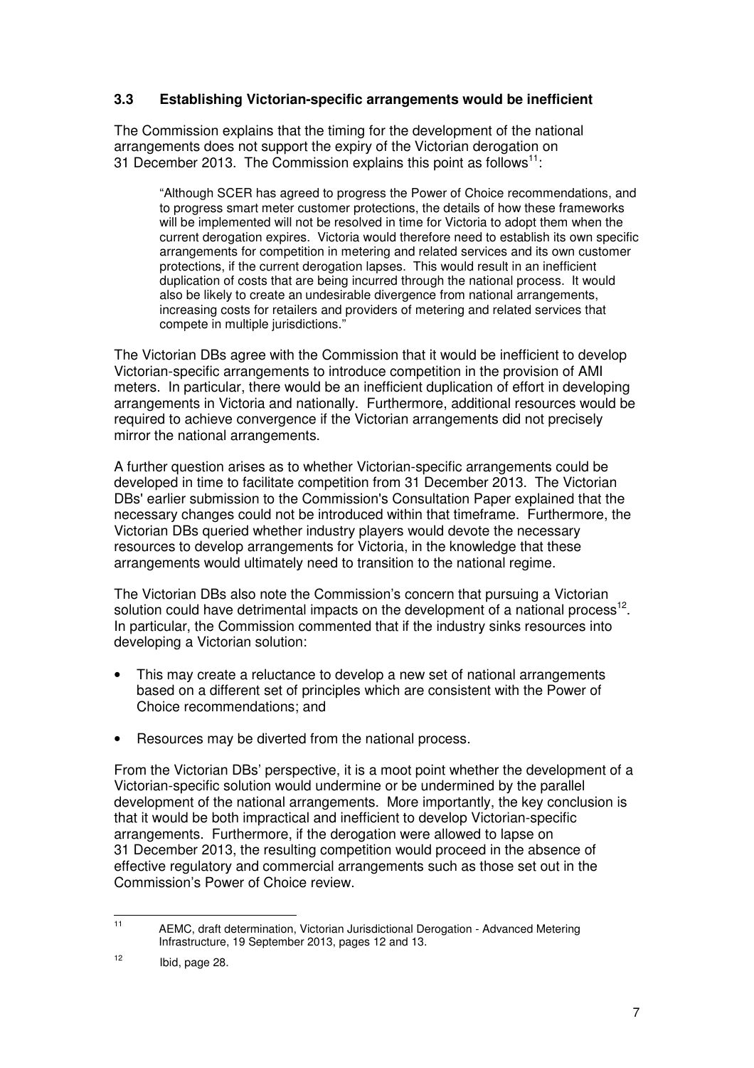### 3.3 Establishing Victorian-specific arrangements would be inefficient

The Commission explains that the timing for the development of the national arrangements does not support the expiry of the Victorian derogation on 31 December 2013. The Commission explains this point as follows[11]:

> "Although SCER has agreed to progress the Power of Choice recommendations, and to progress smart meter customer protections, the details of how these frameworks will be implemented will not be resolved in time for Victoria to adopt them when the current derogation expires. Victoria would therefore need to establish its own specific arrangements for competition in metering and related services and its own customer protections, if the current derogation lapses. This would result in an inefficient duplication of costs that are being incurred through the national process. It would also be likely to create an undesirable divergence from national arrangements, increasing costs for retailers and providers of metering and related services that compete in multiple jurisdictions."

The Victorian DBs agree with the Commission that it would be inefficient to develop Victorian-specific arrangements to introduce competition in the provision of AMI meters. In particular, there would be an inefficient duplication of effort in developing arrangements in Victoria and nationally. Furthermore, additional resources would be required to achieve convergence if the Victorian arrangements did not precisely mirror the national arrangements.

A further question arises as to whether Victorian-specific arrangements could be developed in time to facilitate competition from 31 December 2013. The Victorian DBs' earlier submission to the Commission's Consultation Paper explained that the necessary changes could not be introduced within that timeframe. Furthermore, the Victorian DBs queried whether industry players would devote the necessary resources to develop arrangements for Victoria, in the knowledge that these arrangements would ultimately need to transition to the national regime.

The Victorian DBs also note the Commission's concern that pursuing a Victorian solution could have detrimental impacts on the development of a national process[12]. In particular, the Commission commented that if the industry sinks resources into developing a Victorian solution:

- This may create a reluctance to develop a new set of national arrangements based on a different set of principles which are consistent with the Power of Choice recommendations; and
- Resources may be diverted from the national process.

From the Victorian DBs' perspective, it is a moot point whether the development of a Victorian-specific solution would undermine or be undermined by the parallel development of the national arrangements. More importantly, the key conclusion is that it would be both impractical and inefficient to develop Victorian-specific arrangements. Furthermore, if the derogation were allowed to lapse on 31 December 2013, the resulting competition would proceed in the absence of effective regulatory and commercial arrangements such as those set out in the Commission's Power of Choice review.

---

[11] AEMC, draft determination, Victorian Jurisdictional Derogation - Advanced Metering Infrastructure, 19 September 2013, pages 12 and 13.

[12] Ibid, page 28.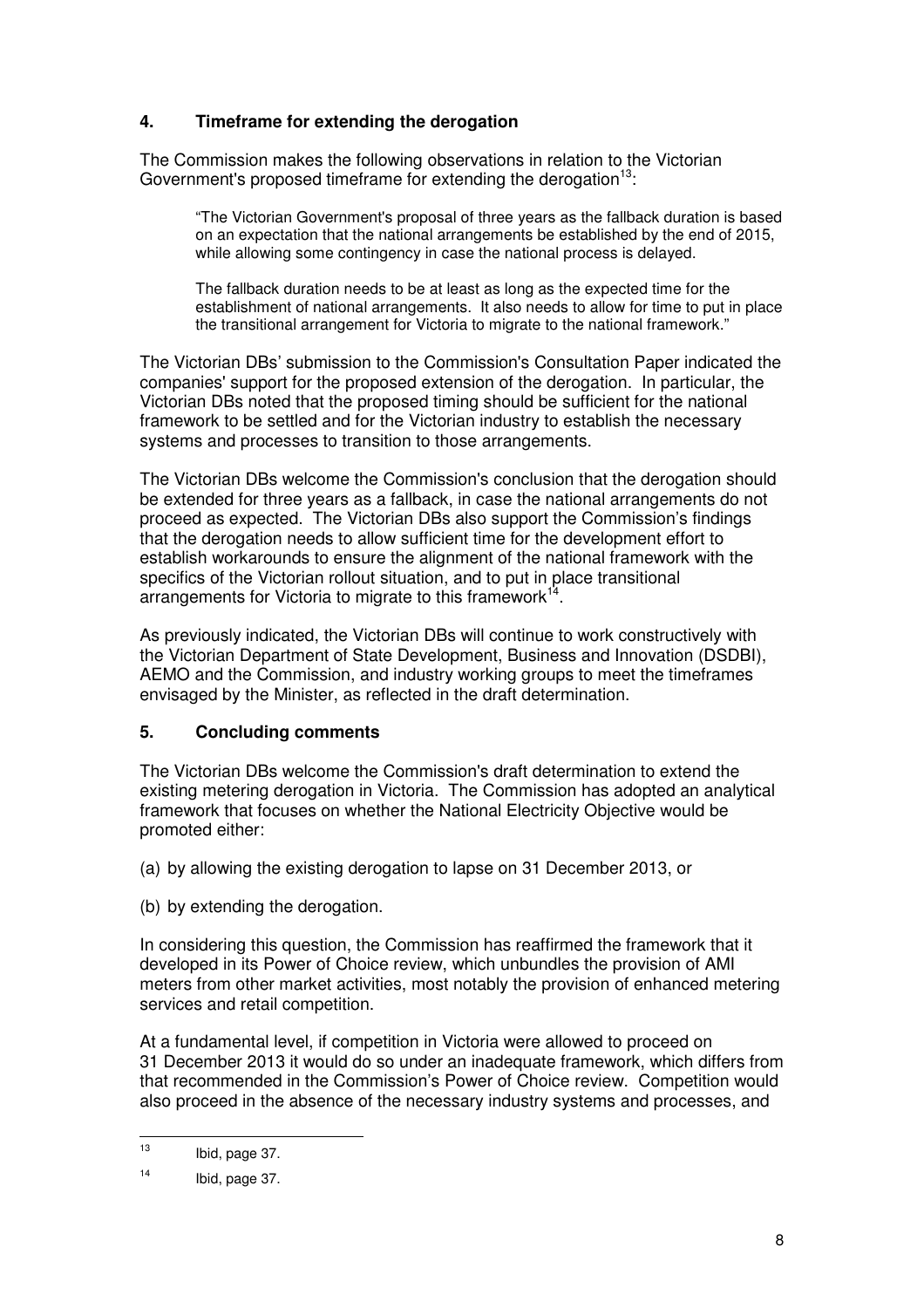## 4. Timeframe for extending the derogation

The Commission makes the following observations in relation to the Victorian Government's proposed timeframe for extending the derogation[13]:

> "The Victorian Government's proposal of three years as the fallback duration is based on an expectation that the national arrangements be established by the end of 2015, while allowing some contingency in case the national process is delayed.
>
> The fallback duration needs to be at least as long as the expected time for the establishment of national arrangements. It also needs to allow for time to put in place the transitional arrangement for Victoria to migrate to the national framework."

The Victorian DBs' submission to the Commission's Consultation Paper indicated the companies' support for the proposed extension of the derogation. In particular, the Victorian DBs noted that the proposed timing should be sufficient for the national framework to be settled and for the Victorian industry to establish the necessary systems and processes to transition to those arrangements.

The Victorian DBs welcome the Commission's conclusion that the derogation should be extended for three years as a fallback, in case the national arrangements do not proceed as expected. The Victorian DBs also support the Commission's findings that the derogation needs to allow sufficient time for the development effort to establish workarounds to ensure the alignment of the national framework with the specifics of the Victorian rollout situation, and to put in place transitional arrangements for Victoria to migrate to this framework[14].

As previously indicated, the Victorian DBs will continue to work constructively with the Victorian Department of State Development, Business and Innovation (DSDBI), AEMO and the Commission, and industry working groups to meet the timeframes envisaged by the Minister, as reflected in the draft determination.

## 5. Concluding comments

The Victorian DBs welcome the Commission's draft determination to extend the existing metering derogation in Victoria. The Commission has adopted an analytical framework that focuses on whether the National Electricity Objective would be promoted either:

(a) by allowing the existing derogation to lapse on 31 December 2013, or

(b) by extending the derogation.

In considering this question, the Commission has reaffirmed the framework that it developed in its Power of Choice review, which unbundles the provision of AMI meters from other market activities, most notably the provision of enhanced metering services and retail competition.

At a fundamental level, if competition in Victoria were allowed to proceed on 31 December 2013 it would do so under an inadequate framework, which differs from that recommended in the Commission's Power of Choice review. Competition would also proceed in the absence of the necessary industry systems and processes, and

---

[13] Ibid, page 37.

[14] Ibid, page 37.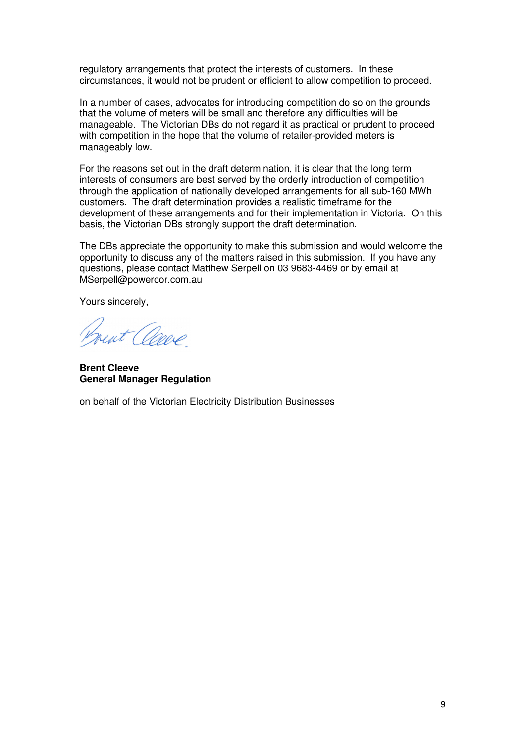regulatory arrangements that protect the interests of customers. In these circumstances, it would not be prudent or efficient to allow competition to proceed.

In a number of cases, advocates for introducing competition do so on the grounds that the volume of meters will be small and therefore any difficulties will be manageable. The Victorian DBs do not regard it as practical or prudent to proceed with competition in the hope that the volume of retailer-provided meters is manageably low.

For the reasons set out in the draft determination, it is clear that the long term interests of consumers are best served by the orderly introduction of competition through the application of nationally developed arrangements for all sub-160 MWh customers. The draft determination provides a realistic timeframe for the development of these arrangements and for their implementation in Victoria. On this basis, the Victorian DBs strongly support the draft determination.

The DBs appreciate the opportunity to make this submission and would welcome the opportunity to discuss any of the matters raised in this submission. If you have any questions, please contact Matthew Serpell on 03 9683-4469 or by email at MSerpell@powercor.com.au

Yours sincerely,

**Brent Cleeve**
**General Manager Regulation**

on behalf of the Victorian Electricity Distribution Businesses